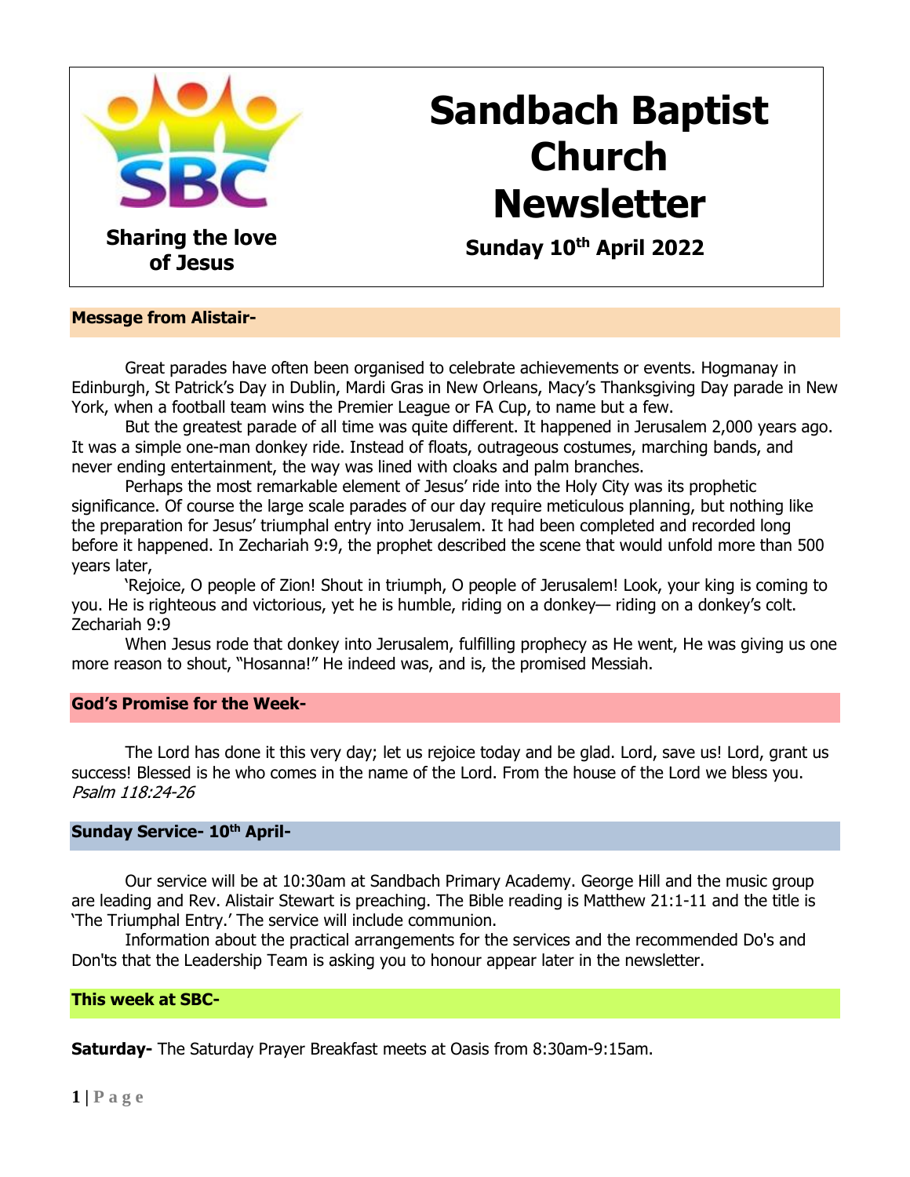SBC

**Sharing the love of Jesus**

# Sandbach Baptist Church Newsletter

**Sunday 10th April 2022**

## Message from Alistair-

Great parades have often been organised to celebrate achievements or events. Hogmanay in Edinburgh, St Patrick's Day in Dublin, Mardi Gras in New Orleans, Macy's Thanksgiving Day parade in New York, when a football team wins the Premier League or FA Cup, to name but a few.

But the greatest parade of all time was quite different. It happened in Jerusalem 2,000 years ago. It was a simple one-man donkey ride. Instead of floats, outrageous costumes, marching bands, and never ending entertainment, the way was lined with cloaks and palm branches.

Perhaps the most remarkable element of Jesus' ride into the Holy City was its prophetic significance. Of course the large scale parades of our day require meticulous planning, but nothing like the preparation for Jesus' triumphal entry into Jerusalem. It had been completed and recorded long before it happened. In Zechariah 9:9, the prophet described the scene that would unfold more than 500 years later,

'Rejoice, O people of Zion! Shout in triumph, O people of Jerusalem! Look, your king is coming to you. He is righteous and victorious, yet he is humble, riding on a donkey— riding on a donkey's colt. Zechariah 9:9

When Jesus rode that donkey into Jerusalem, fulfilling prophecy as He went, He was giving us one more reason to shout, "Hosanna!" He indeed was, and is, the promised Messiah.

## God's Promise for the Week-

The Lord has done it this very day; let us rejoice today and be glad. Lord, save us! Lord, grant us success! Blessed is he who comes in the name of the Lord. From the house of the Lord we bless you. *Psalm 118:24-26*

## Sunday Service- 10th April-

Our service will be at 10:30am at Sandbach Primary Academy. George Hill and the music group are leading and Rev. Alistair Stewart is preaching. The Bible reading is Matthew 21:1-11 and the title is 'The Triumphal Entry.' The service will include communion.

Information about the practical arrangements for the services and the recommended Do's and Don'ts that the Leadership Team is asking you to honour appear later in the newsletter.

## This week at SBC-

**Saturday-** The Saturday Prayer Breakfast meets at Oasis from 8:30am-9:15am.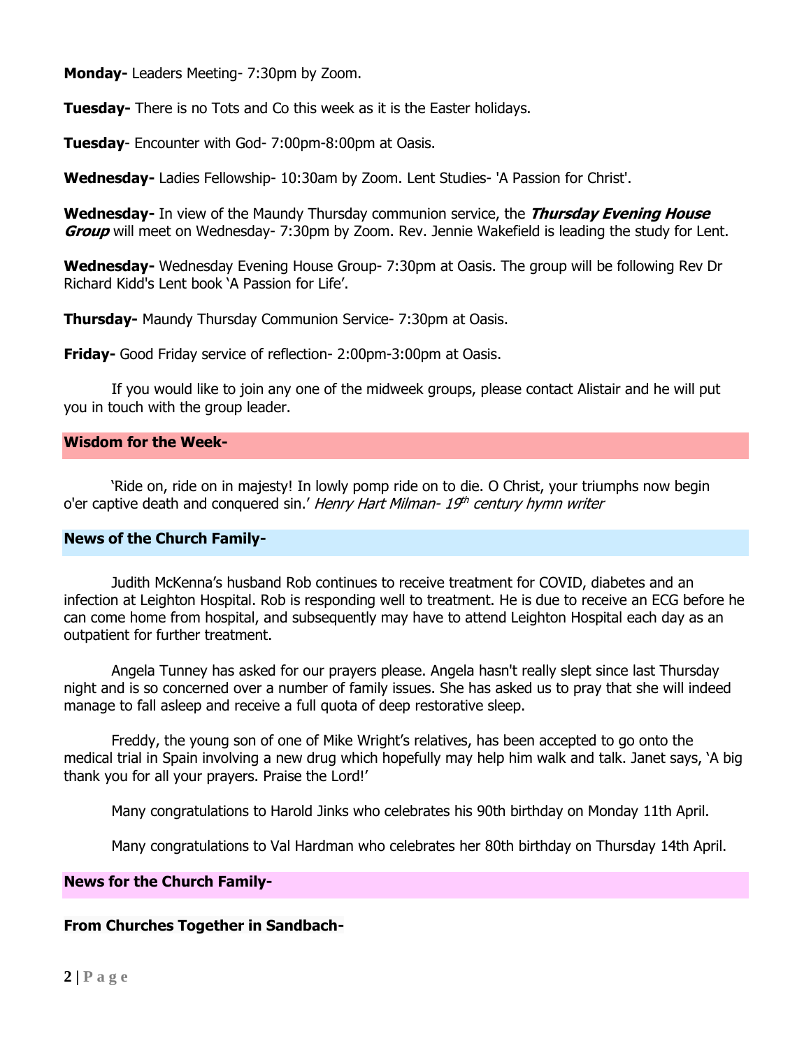**Monday-** Leaders Meeting- 7:30pm by Zoom.

**Tuesday-** There is no Tots and Co this week as it is the Easter holidays.

**Tuesday**- Encounter with God- 7:00pm-8:00pm at Oasis.

**Wednesday-** Ladies Fellowship- 10:30am by Zoom. Lent Studies- 'A Passion for Christ'.

**Wednesday-** In view of the Maundy Thursday communion service, the ***Thursday Evening House Group*** will meet on Wednesday- 7:30pm by Zoom. Rev. Jennie Wakefield is leading the study for Lent.

**Wednesday-** Wednesday Evening House Group- 7:30pm at Oasis. The group will be following Rev Dr Richard Kidd's Lent book 'A Passion for Life'.

**Thursday-** Maundy Thursday Communion Service- 7:30pm at Oasis.

**Friday-** Good Friday service of reflection- 2:00pm-3:00pm at Oasis.

If you would like to join any one of the midweek groups, please contact Alistair and he will put you in touch with the group leader.

## Wisdom for the Week-

'Ride on, ride on in majesty! In lowly pomp ride on to die. O Christ, your triumphs now begin o'er captive death and conquered sin.' *Henry Hart Milman- 19th century hymn writer*

## News of the Church Family-

Judith McKenna's husband Rob continues to receive treatment for COVID, diabetes and an infection at Leighton Hospital. Rob is responding well to treatment. He is due to receive an ECG before he can come home from hospital, and subsequently may have to attend Leighton Hospital each day as an outpatient for further treatment.

Angela Tunney has asked for our prayers please. Angela hasn't really slept since last Thursday night and is so concerned over a number of family issues. She has asked us to pray that she will indeed manage to fall asleep and receive a full quota of deep restorative sleep.

Freddy, the young son of one of Mike Wright's relatives, has been accepted to go onto the medical trial in Spain involving a new drug which hopefully may help him walk and talk. Janet says, 'A big thank you for all your prayers. Praise the Lord!'

Many congratulations to Harold Jinks who celebrates his 90th birthday on Monday 11th April.

Many congratulations to Val Hardman who celebrates her 80th birthday on Thursday 14th April.

## News for the Church Family-

### From Churches Together in Sandbach-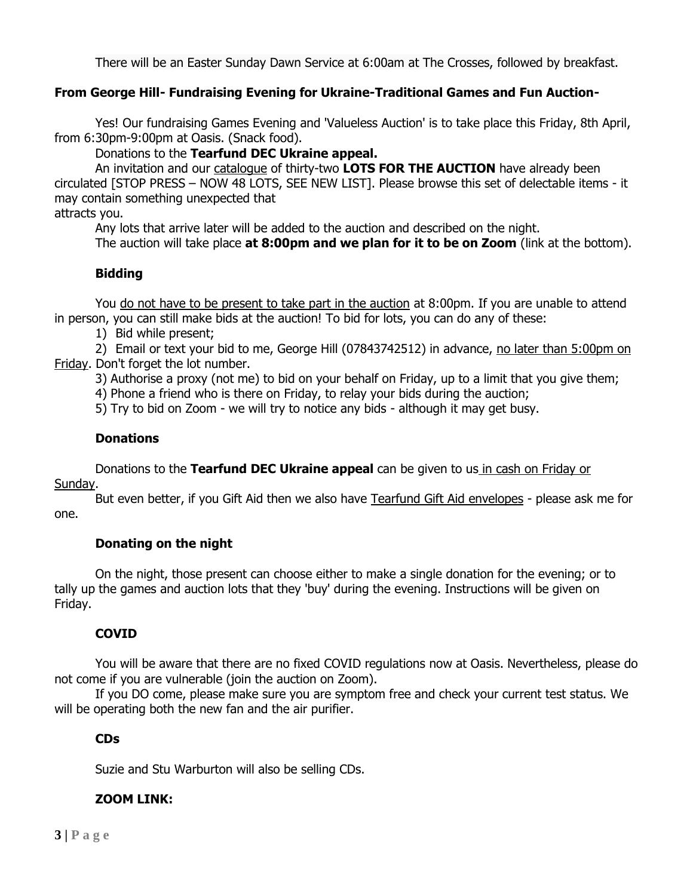There will be an Easter Sunday Dawn Service at 6:00am at The Crosses, followed by breakfast.

### From George Hill- Fundraising Evening for Ukraine-Traditional Games and Fun Auction-

Yes! Our fundraising Games Evening and 'Valueless Auction' is to take place this Friday, 8th April, from 6:30pm-9:00pm at Oasis. (Snack food).

Donations to the **Tearfund DEC Ukraine appeal.**

An invitation and our catalogue of thirty-two **LOTS FOR THE AUCTION** have already been circulated [STOP PRESS – NOW 48 LOTS, SEE NEW LIST]. Please browse this set of delectable items - it may contain something unexpected that attracts you.

Any lots that arrive later will be added to the auction and described on the night.

The auction will take place **at 8:00pm and we plan for it to be on Zoom** (link at the bottom).

#### Bidding

You do not have to be present to take part in the auction at 8:00pm. If you are unable to attend in person, you can still make bids at the auction! To bid for lots, you can do any of these:

1) Bid while present;
2) Email or text your bid to me, George Hill (07843742512) in advance, no later than 5:00pm on Friday. Don't forget the lot number.
3) Authorise a proxy (not me) to bid on your behalf on Friday, up to a limit that you give them;
4) Phone a friend who is there on Friday, to relay your bids during the auction;
5) Try to bid on Zoom - we will try to notice any bids - although it may get busy.

#### Donations

Donations to the **Tearfund DEC Ukraine appeal** can be given to us in cash on Friday or Sunday.

But even better, if you Gift Aid then we also have Tearfund Gift Aid envelopes - please ask me for one.

#### Donating on the night

On the night, those present can choose either to make a single donation for the evening; or to tally up the games and auction lots that they 'buy' during the evening. Instructions will be given on Friday.

#### COVID

You will be aware that there are no fixed COVID regulations now at Oasis. Nevertheless, please do not come if you are vulnerable (join the auction on Zoom).

If you DO come, please make sure you are symptom free and check your current test status. We will be operating both the new fan and the air purifier.

#### CDs

Suzie and Stu Warburton will also be selling CDs.

#### ZOOM LINK: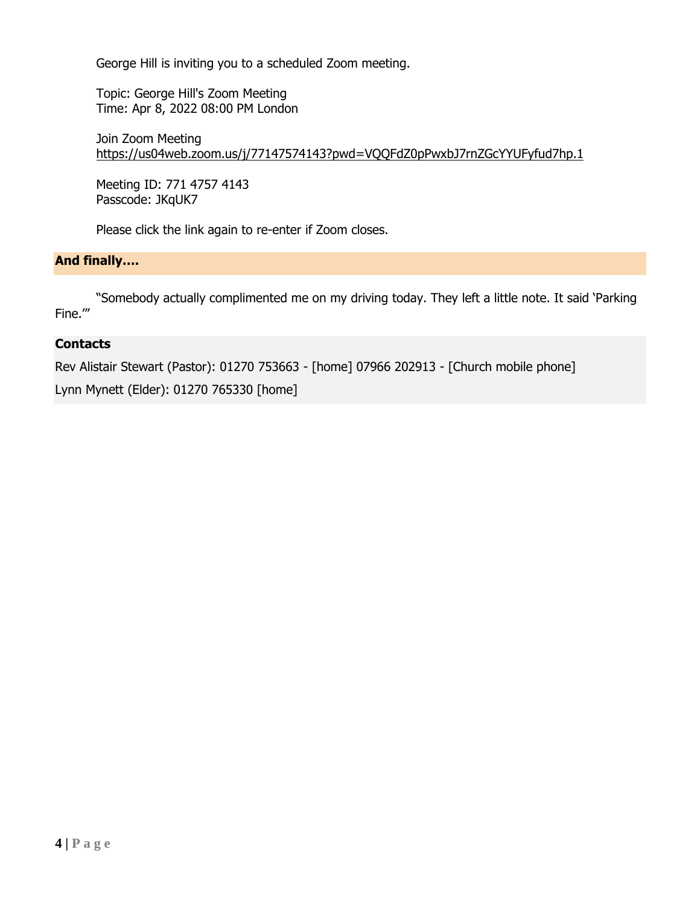George Hill is inviting you to a scheduled Zoom meeting.

Topic: George Hill's Zoom Meeting
Time: Apr 8, 2022 08:00 PM London

Join Zoom Meeting
https://us04web.zoom.us/j/77147574143?pwd=VQQFdZ0pPwxbJ7rnZGcYYUFyfud7hp.1

Meeting ID: 771 4757 4143
Passcode: JKqUK7

Please click the link again to re-enter if Zoom closes.

## And finally….

"Somebody actually complimented me on my driving today. They left a little note. It said 'Parking Fine.'"

## Contacts

Rev Alistair Stewart (Pastor): 01270 753663 - [home] 07966 202913 - [Church mobile phone]

Lynn Mynett (Elder): 01270 765330 [home]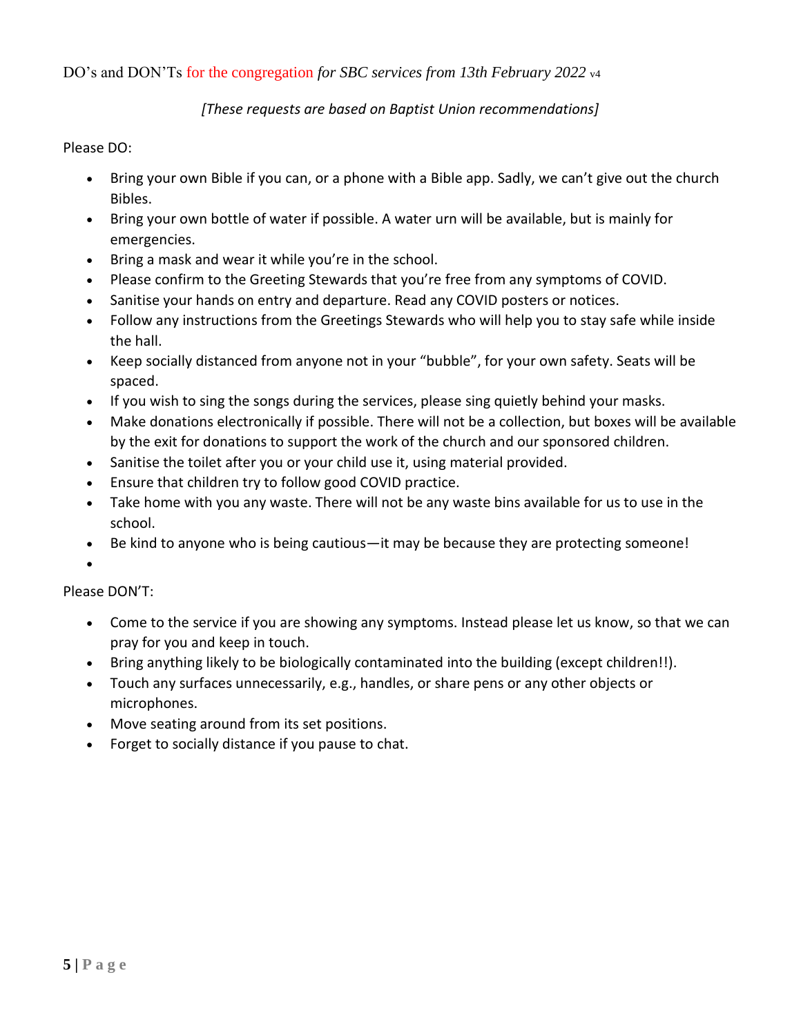DO's and DON'Ts for the congregation *for SBC services from 13th February 2022* v4

*[These requests are based on Baptist Union recommendations]*

Please DO:

- Bring your own Bible if you can, or a phone with a Bible app. Sadly, we can't give out the church Bibles.
- Bring your own bottle of water if possible. A water urn will be available, but is mainly for emergencies.
- Bring a mask and wear it while you're in the school.
- Please confirm to the Greeting Stewards that you're free from any symptoms of COVID.
- Sanitise your hands on entry and departure. Read any COVID posters or notices.
- Follow any instructions from the Greetings Stewards who will help you to stay safe while inside the hall.
- Keep socially distanced from anyone not in your "bubble", for your own safety. Seats will be spaced.
- If you wish to sing the songs during the services, please sing quietly behind your masks.
- Make donations electronically if possible. There will not be a collection, but boxes will be available by the exit for donations to support the work of the church and our sponsored children.
- Sanitise the toilet after you or your child use it, using material provided.
- Ensure that children try to follow good COVID practice.
- Take home with you any waste. There will not be any waste bins available for us to use in the school.
- Be kind to anyone who is being cautious—it may be because they are protecting someone!

Please DON'T:

- Come to the service if you are showing any symptoms. Instead please let us know, so that we can pray for you and keep in touch.
- Bring anything likely to be biologically contaminated into the building (except children!!).
- Touch any surfaces unnecessarily, e.g., handles, or share pens or any other objects or microphones.
- Move seating around from its set positions.
- Forget to socially distance if you pause to chat.